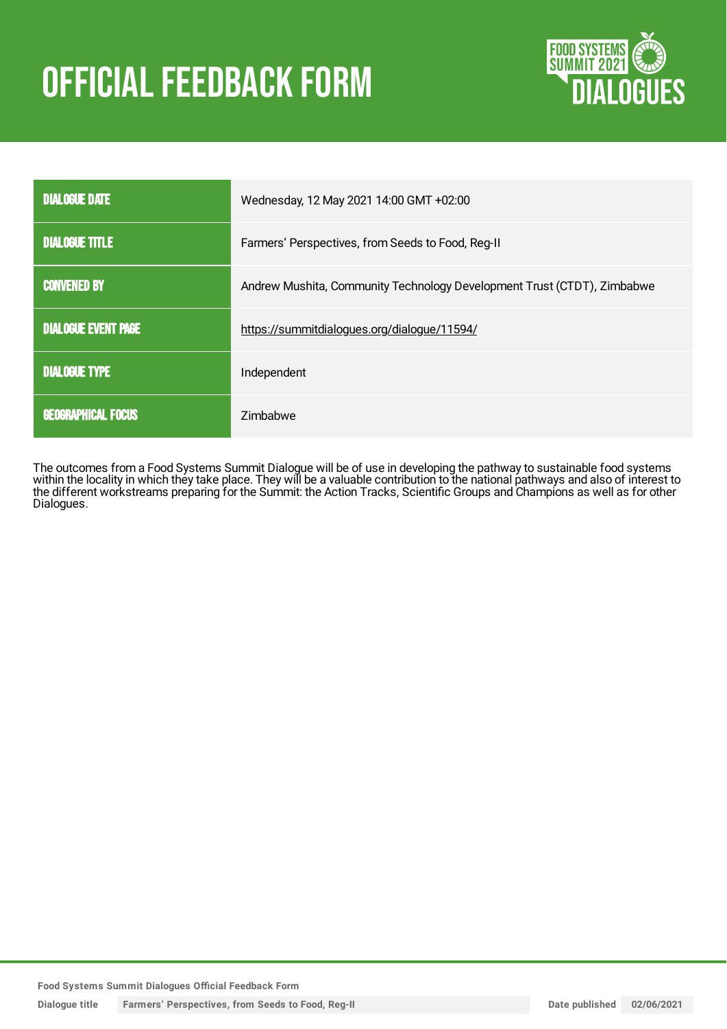# OFFICIAL FEEDBACK FORM

| | |
|---|---|
| DIALOGUE DATE | Wednesday, 12 May 2021 14:00 GMT +02:00 |
| DIALOGUE TITLE | Farmers' Perspectives, from Seeds to Food, Reg-II |
| CONVENED BY | Andrew Mushita, Community Technology Development Trust (CTDT), Zimbabwe |
| DIALOGUE EVENT PAGE | https://summitdialogues.org/dialogue/11594/ |
| DIALOGUE TYPE | Independent |
| GEOGRAPHICAL FOCUS | Zimbabwe |

The outcomes from a Food Systems Summit Dialogue will be of use in developing the pathway to sustainable food systems within the locality in which they take place. They will be a valuable contribution to the national pathways and also of interest to the different workstreams preparing for the Summit: the Action Tracks, Scientific Groups and Champions as well as for other Dialogues.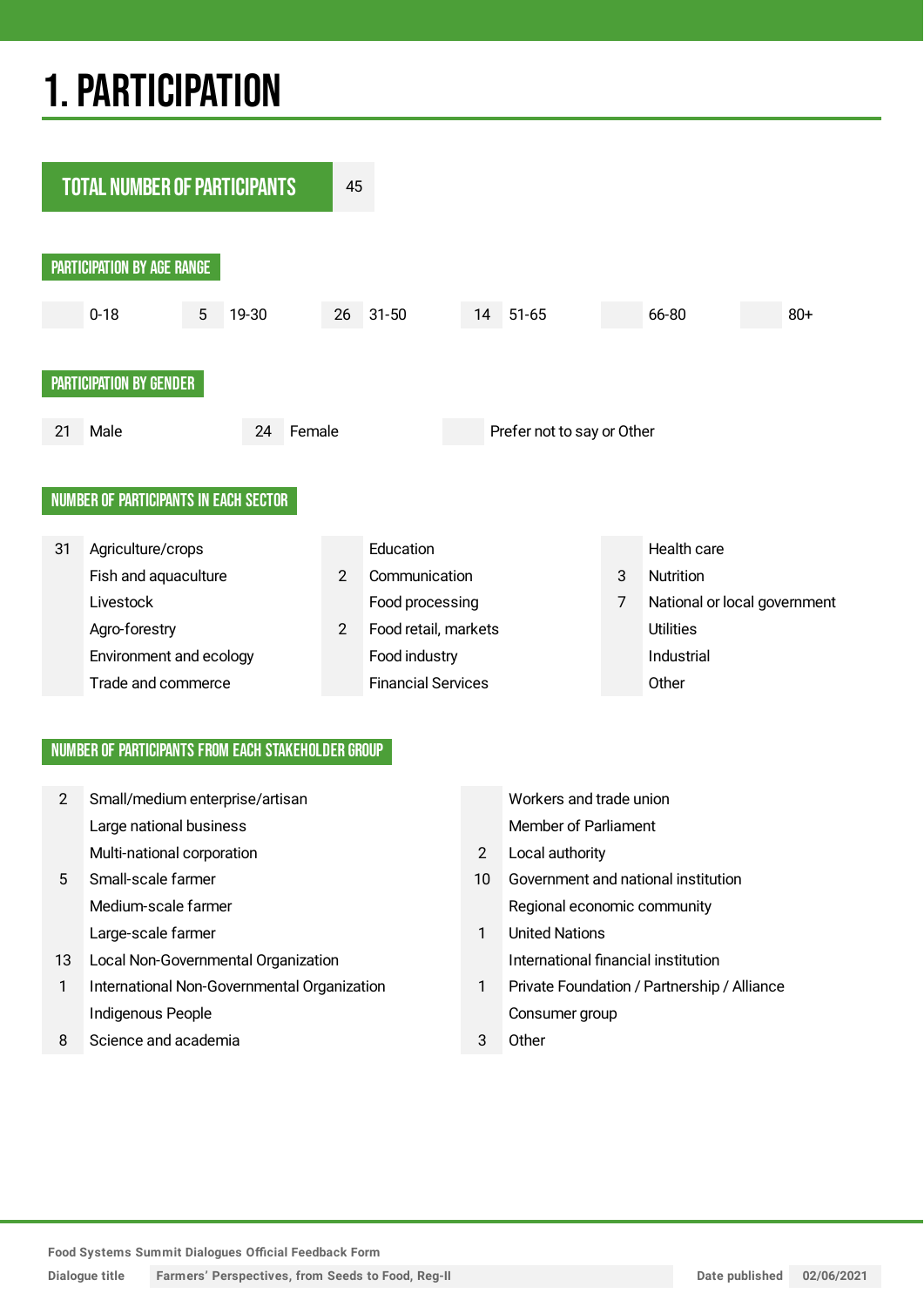# 1. PARTICIPATION

## TOTAL NUMBER OF PARTICIPANTS

45

### PARTICIPATION BY AGE RANGE

| Count | Age range |
|---|---|
| | 0-18 |
| 5 | 19-30 |
| 26 | 31-50 |
| 14 | 51-65 |
| | 66-80 |
| | 80+ |

### PARTICIPATION BY GENDER

| Count | Gender |
|---|---|
| 21 | Male |
| 24 | Female |
| | Prefer not to say or Other |

### NUMBER OF PARTICIPANTS IN EACH SECTOR

| Count | Sector | Count | Sector | Count | Sector |
|---|---|---|---|---|---|
| 31 | Agriculture/crops | | Education | | Health care |
| | Fish and aquaculture | 2 | Communication | 3 | Nutrition |
| | Livestock | | Food processing | 7 | National or local government |
| | Agro-forestry | 2 | Food retail, markets | | Utilities |
| | Environment and ecology | | Food industry | | Industrial |
| | Trade and commerce | | Financial Services | | Other |

### NUMBER OF PARTICIPANTS FROM EACH STAKEHOLDER GROUP

| Count | Stakeholder group | Count | Stakeholder group |
|---|---|---|---|
| 2 | Small/medium enterprise/artisan | | Workers and trade union |
| | Large national business | | Member of Parliament |
| | Multi-national corporation | 2 | Local authority |
| 5 | Small-scale farmer | 10 | Government and national institution |
| | Medium-scale farmer | | Regional economic community |
| | Large-scale farmer | 1 | United Nations |
| 13 | Local Non-Governmental Organization | | International financial institution |
| 1 | International Non-Governmental Organization | 1 | Private Foundation / Partnership / Alliance |
| | Indigenous People | | Consumer group |
| 8 | Science and academia | 3 | Other |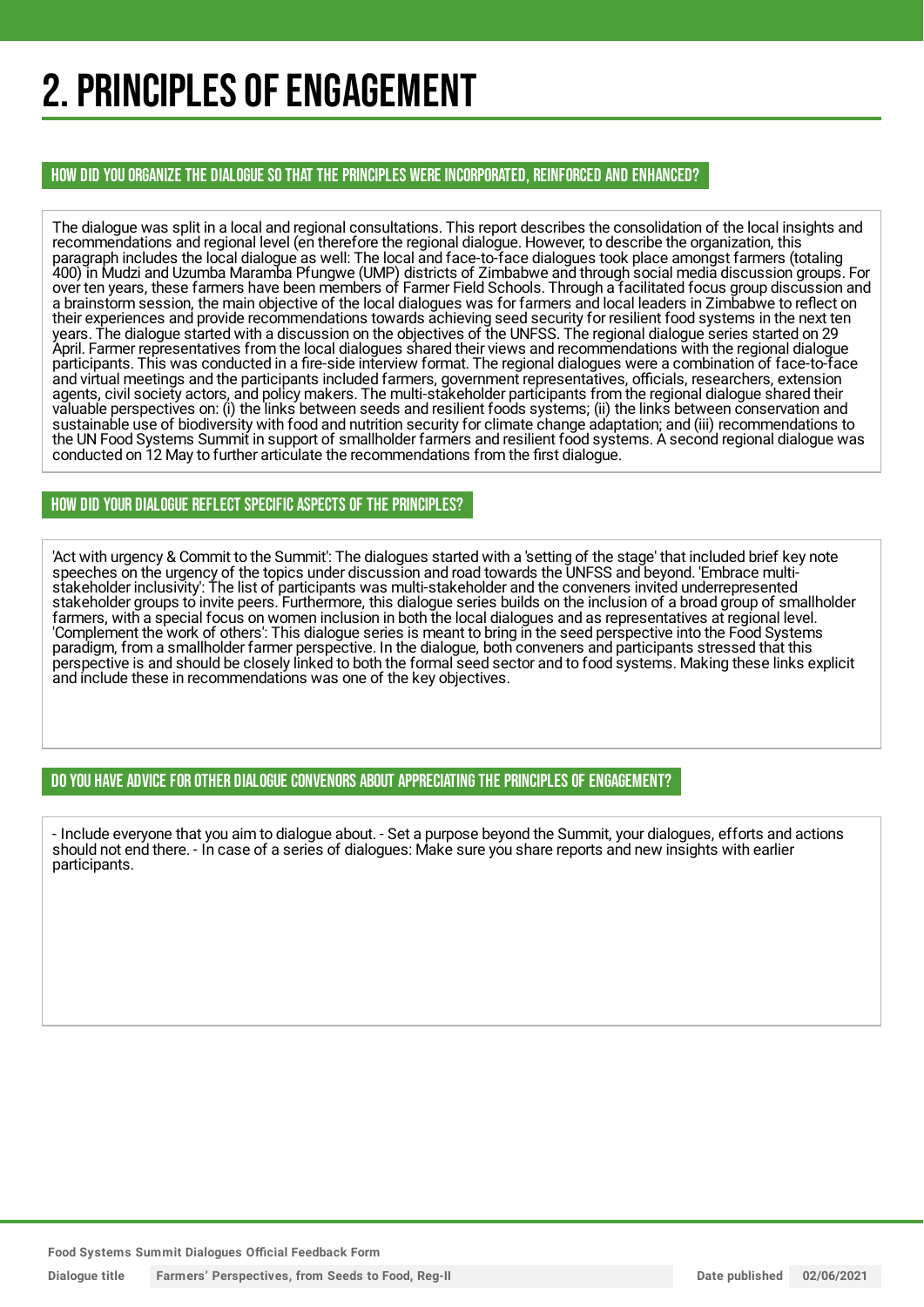# 2. PRINCIPLES OF ENGAGEMENT

## HOW DID YOU ORGANIZE THE DIALOGUE SO THAT THE PRINCIPLES WERE INCORPORATED, REINFORCED AND ENHANCED?

The dialogue was split in a local and regional consultations. This report describes the consolidation of the local insights and recommendations and regional level (en therefore the regional dialogue. However, to describe the organization, this paragraph includes the local dialogue as well: The local and face-to-face dialogues took place amongst farmers (totaling 400) in Mudzi and Uzumba Maramba Pfungwe (UMP) districts of Zimbabwe and through social media discussion groups. For over ten years, these farmers have been members of Farmer Field Schools. Through a facilitated focus group discussion and a brainstorm session, the main objective of the local dialogues was for farmers and local leaders in Zimbabwe to reflect on their experiences and provide recommendations towards achieving seed security for resilient food systems in the next ten years. The dialogue started with a discussion on the objectives of the UNFSS. The regional dialogue series started on 29 April. Farmer representatives from the local dialogues shared their views and recommendations with the regional dialogue participants. This was conducted in a fire-side interview format. The regional dialogues were a combination of face-to-face and virtual meetings and the participants included farmers, government representatives, officials, researchers, extension agents, civil society actors, and policy makers. The multi-stakeholder participants from the regional dialogue shared their valuable perspectives on: (i) the links between seeds and resilient foods systems; (ii) the links between conservation and sustainable use of biodiversity with food and nutrition security for climate change adaptation; and (iii) recommendations to the UN Food Systems Summit in support of smallholder farmers and resilient food systems. A second regional dialogue was conducted on 12 May to further articulate the recommendations from the first dialogue.

## HOW DID YOUR DIALOGUE REFLECT SPECIFIC ASPECTS OF THE PRINCIPLES?

'Act with urgency & Commit to the Summit': The dialogues started with a 'setting of the stage' that included brief key note speeches on the urgency of the topics under discussion and road towards the UNFSS and beyond. 'Embrace multi-stakeholder inclusivity': The list of participants was multi-stakeholder and the conveners invited underrepresented stakeholder groups to invite peers. Furthermore, this dialogue series builds on the inclusion of a broad group of smallholder farmers, with a special focus on women inclusion in both the local dialogues and as representatives at regional level. 'Complement the work of others': This dialogue series is meant to bring in the seed perspective into the Food Systems paradigm, from a smallholder farmer perspective. In the dialogue, both conveners and participants stressed that this perspective is and should be closely linked to both the formal seed sector and to food systems. Making these links explicit and include these in recommendations was one of the key objectives.

## DO YOU HAVE ADVICE FOR OTHER DIALOGUE CONVENORS ABOUT APPRECIATING THE PRINCIPLES OF ENGAGEMENT?

- Include everyone that you aim to dialogue about. - Set a purpose beyond the Summit, your dialogues, efforts and actions should not end there. - In case of a series of dialogues: Make sure you share reports and new insights with earlier participants.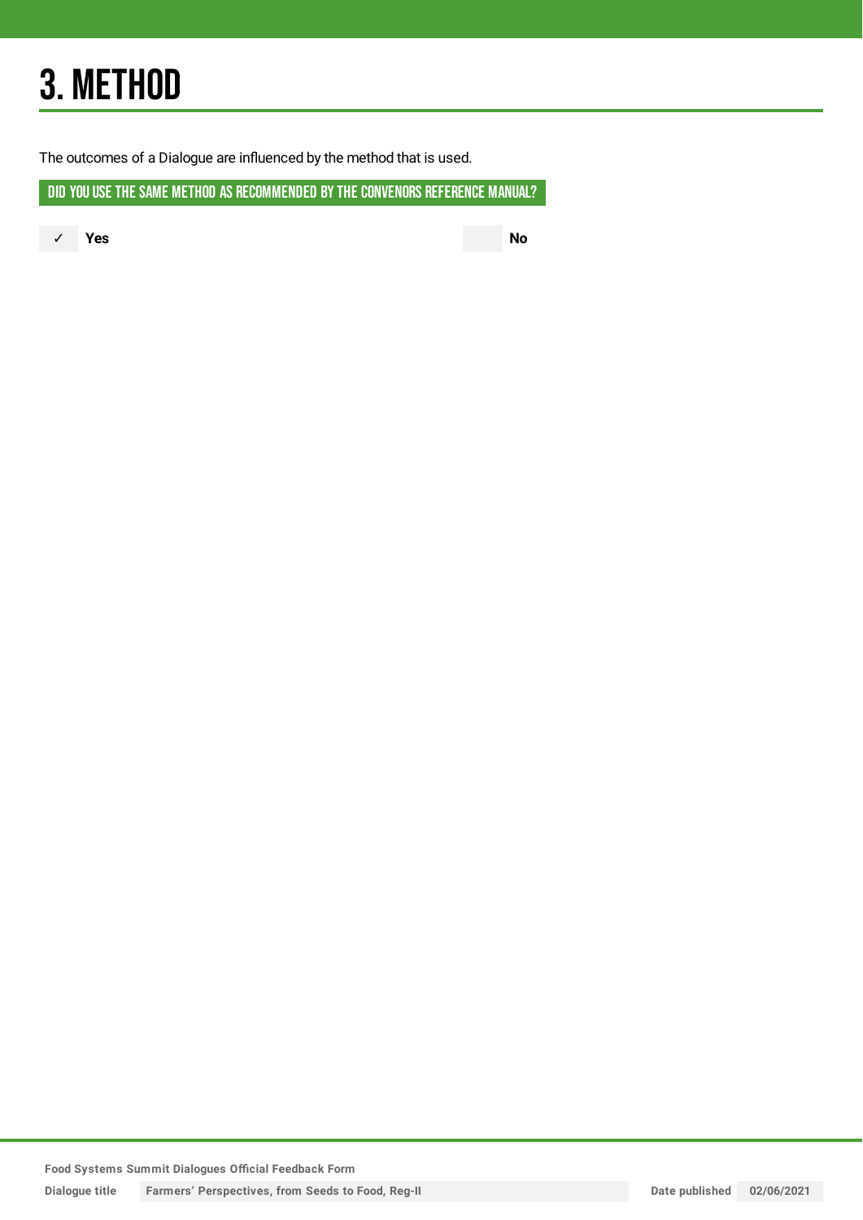# 3. METHOD

The outcomes of a Dialogue are influenced by the method that is used.

## DID YOU USE THE SAME METHOD AS RECOMMENDED BY THE CONVENORS REFERENCE MANUAL?

✓ **Yes**

**No**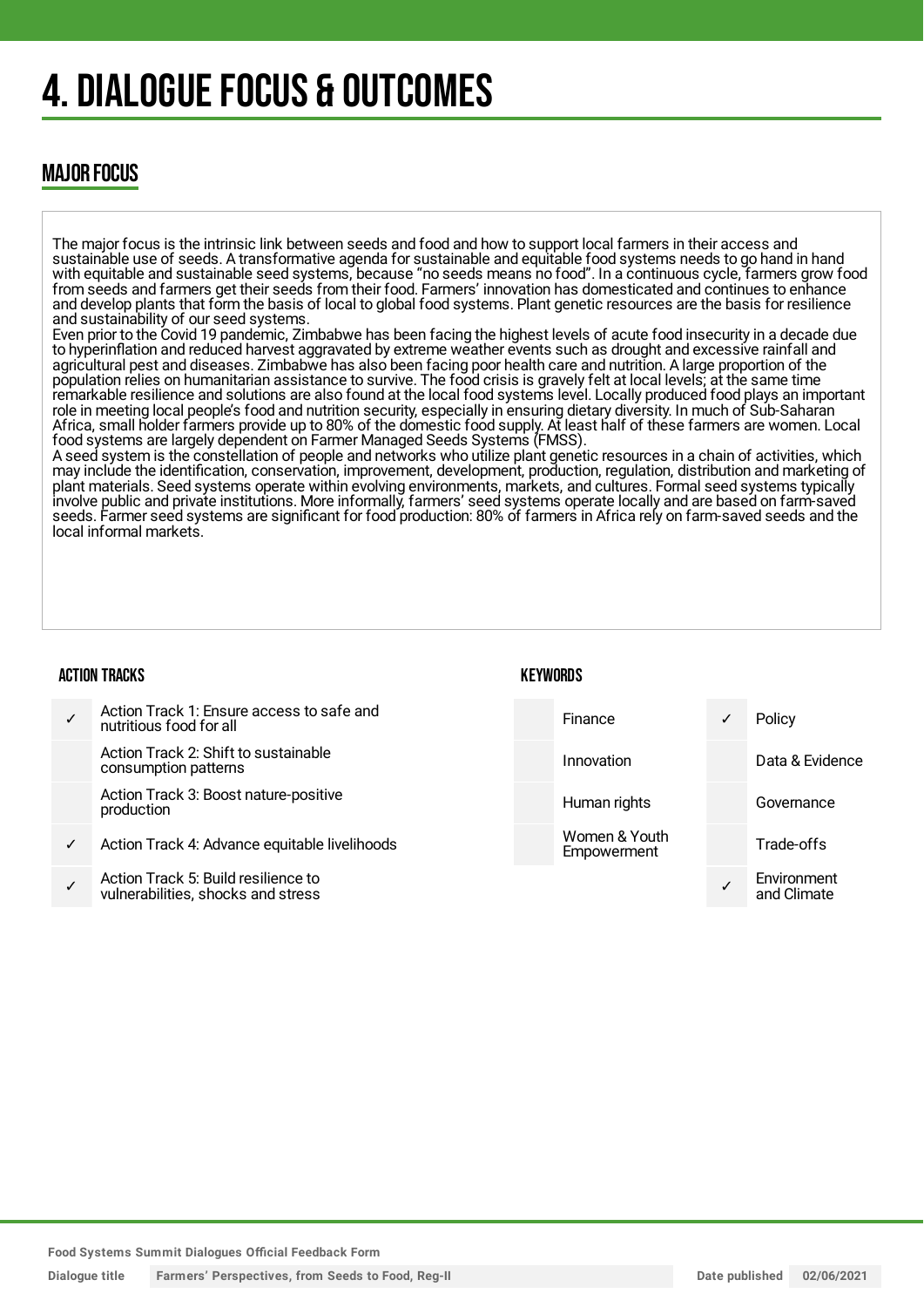# 4. DIALOGUE FOCUS & OUTCOMES

## MAJOR FOCUS

The major focus is the intrinsic link between seeds and food and how to support local farmers in their access and sustainable use of seeds. A transformative agenda for sustainable and equitable food systems needs to go hand in hand with equitable and sustainable seed systems, because "no seeds means no food". In a continuous cycle, farmers grow food from seeds and farmers get their seeds from their food. Farmers' innovation has domesticated and continues to enhance and develop plants that form the basis of local to global food systems. Plant genetic resources are the basis for resilience and sustainability of our seed systems.
Even prior to the Covid 19 pandemic, Zimbabwe has been facing the highest levels of acute food insecurity in a decade due to hyperinflation and reduced harvest aggravated by extreme weather events such as drought and excessive rainfall and agricultural pest and diseases. Zimbabwe has also been facing poor health care and nutrition. A large proportion of the population relies on humanitarian assistance to survive. The food crisis is gravely felt at local levels; at the same time remarkable resilience and solutions are also found at the local food systems level. Locally produced food plays an important role in meeting local people's food and nutrition security, especially in ensuring dietary diversity. In much of Sub-Saharan Africa, small holder farmers provide up to 80% of the domestic food supply. At least half of these farmers are women. Local food systems are largely dependent on Farmer Managed Seeds Systems (FMSS).
A seed system is the constellation of people and networks who utilize plant genetic resources in a chain of activities, which may include the identification, conservation, improvement, development, production, regulation, distribution and marketing of plant materials. Seed systems operate within evolving environments, markets, and cultures. Formal seed systems typically involve public and private institutions. More informally, farmers' seed systems operate locally and are based on farm-saved seeds. Farmer seed systems are significant for food production: 80% of farmers in Africa rely on farm-saved seeds and the local informal markets.

### ACTION TRACKS

| | |
|---|---|
| ✓ | Action Track 1: Ensure access to safe and nutritious food for all |
| | Action Track 2: Shift to sustainable consumption patterns |
| | Action Track 3: Boost nature-positive production |
| ✓ | Action Track 4: Advance equitable livelihoods |
| ✓ | Action Track 5: Build resilience to vulnerabilities, shocks and stress |

### KEYWORDS

| | | | |
|---|---|---|---|
| | Finance | ✓ | Policy |
| | Innovation | | Data & Evidence |
| | Human rights | | Governance |
| | Women & Youth Empowerment | | Trade-offs |
| | | ✓ | Environment and Climate |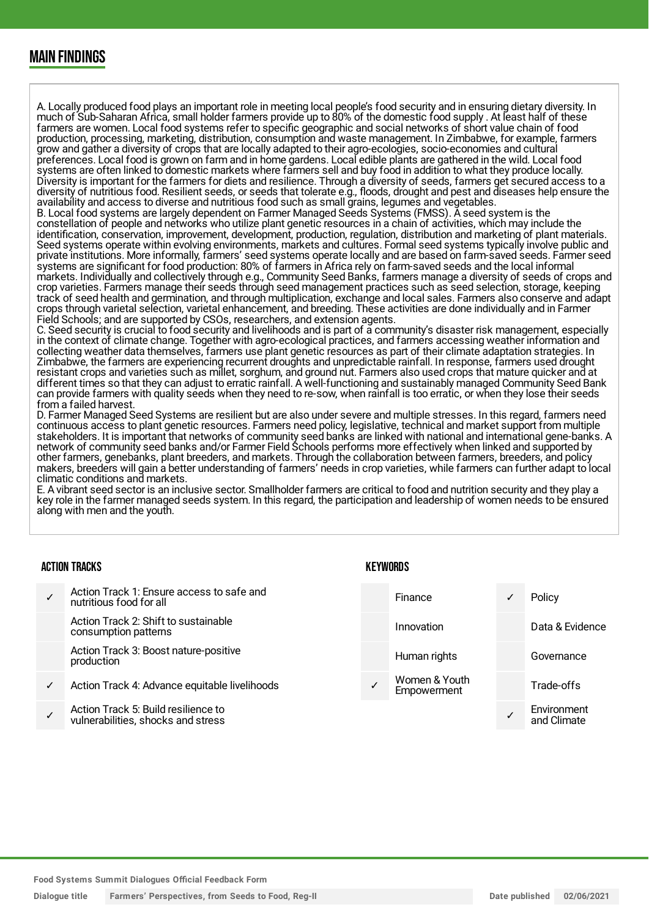## MAIN FINDINGS

A. Locally produced food plays an important role in meeting local people's food security and in ensuring dietary diversity. In much of Sub-Saharan Africa, small holder farmers provide up to 80% of the domestic food supply . At least half of these farmers are women. Local food systems refer to specific geographic and social networks of short value chain of food production, processing, marketing, distribution, consumption and waste management. In Zimbabwe, for example, farmers grow and gather a diversity of crops that are locally adapted to their agro-ecologies, socio-economies and cultural preferences. Local food is grown on farm and in home gardens. Local edible plants are gathered in the wild. Local food systems are often linked to domestic markets where farmers sell and buy food in addition to what they produce locally. Diversity is important for the farmers for diets and resilience. Through a diversity of seeds, farmers get secured access to a diversity of nutritious food. Resilient seeds, or seeds that tolerate e.g., floods, drought and pest and diseases help ensure the availability and access to diverse and nutritious food such as small grains, legumes and vegetables.
B. Local food systems are largely dependent on Farmer Managed Seeds Systems (FMSS). A seed system is the constellation of people and networks who utilize plant genetic resources in a chain of activities, which may include the identification, conservation, improvement, development, production, regulation, distribution and marketing of plant materials. Seed systems operate within evolving environments, markets and cultures. Formal seed systems typically involve public and private institutions. More informally, farmers' seed systems operate locally and are based on farm-saved seeds. Farmer seed systems are significant for food production: 80% of farmers in Africa rely on farm-saved seeds and the local informal markets. Individually and collectively through e.g., Community Seed Banks, farmers manage a diversity of seeds of crops and crop varieties. Farmers manage their seeds through seed management practices such as seed selection, storage, keeping track of seed health and germination, and through multiplication, exchange and local sales. Farmers also conserve and adapt crops through varietal selection, varietal enhancement, and breeding. These activities are done individually and in Farmer Field Schools; and are supported by CSOs, researchers, and extension agents.
C. Seed security is crucial to food security and livelihoods and is part of a community's disaster risk management, especially in the context of climate change. Together with agro-ecological practices, and farmers accessing weather information and collecting weather data themselves, farmers use plant genetic resources as part of their climate adaptation strategies. In Zimbabwe, the farmers are experiencing recurrent droughts and unpredictable rainfall. In response, farmers used drought resistant crops and varieties such as millet, sorghum, and ground nut. Farmers also used crops that mature quicker and at different times so that they can adjust to erratic rainfall. A well-functioning and sustainably managed Community Seed Bank can provide farmers with quality seeds when they need to re-sow, when rainfall is too erratic, or when they lose their seeds from a failed harvest.
D. Farmer Managed Seed Systems are resilient but are also under severe and multiple stresses. In this regard, farmers need continuous access to plant genetic resources. Farmers need policy, legislative, technical and market support from multiple stakeholders. It is important that networks of community seed banks are linked with national and international gene-banks. A network of community seed banks and/or Farmer Field Schools performs more effectively when linked and supported by other farmers, genebanks, plant breeders, and markets. Through the collaboration between farmers, breeders, and policy makers, breeders will gain a better understanding of farmers' needs in crop varieties, while farmers can further adapt to local climatic conditions and markets.
E. A vibrant seed sector is an inclusive sector. Smallholder farmers are critical to food and nutrition security and they play a key role in the farmer managed seeds system. In this regard, the participation and leadership of women needs to be ensured along with men and the youth.

### ACTION TRACKS

| | |
|---|---|
| ✓ | Action Track 1: Ensure access to safe and nutritious food for all |
| | Action Track 2: Shift to sustainable consumption patterns |
| | Action Track 3: Boost nature-positive production |
| ✓ | Action Track 4: Advance equitable livelihoods |
| ✓ | Action Track 5: Build resilience to vulnerabilities, shocks and stress |

### KEYWORDS

| | | | |
|---|---|---|---|
| | Finance | ✓ | Policy |
| | Innovation | | Data & Evidence |
| | Human rights | | Governance |
| ✓ | Women & Youth Empowerment | | Trade-offs |
| | | ✓ | Environment and Climate |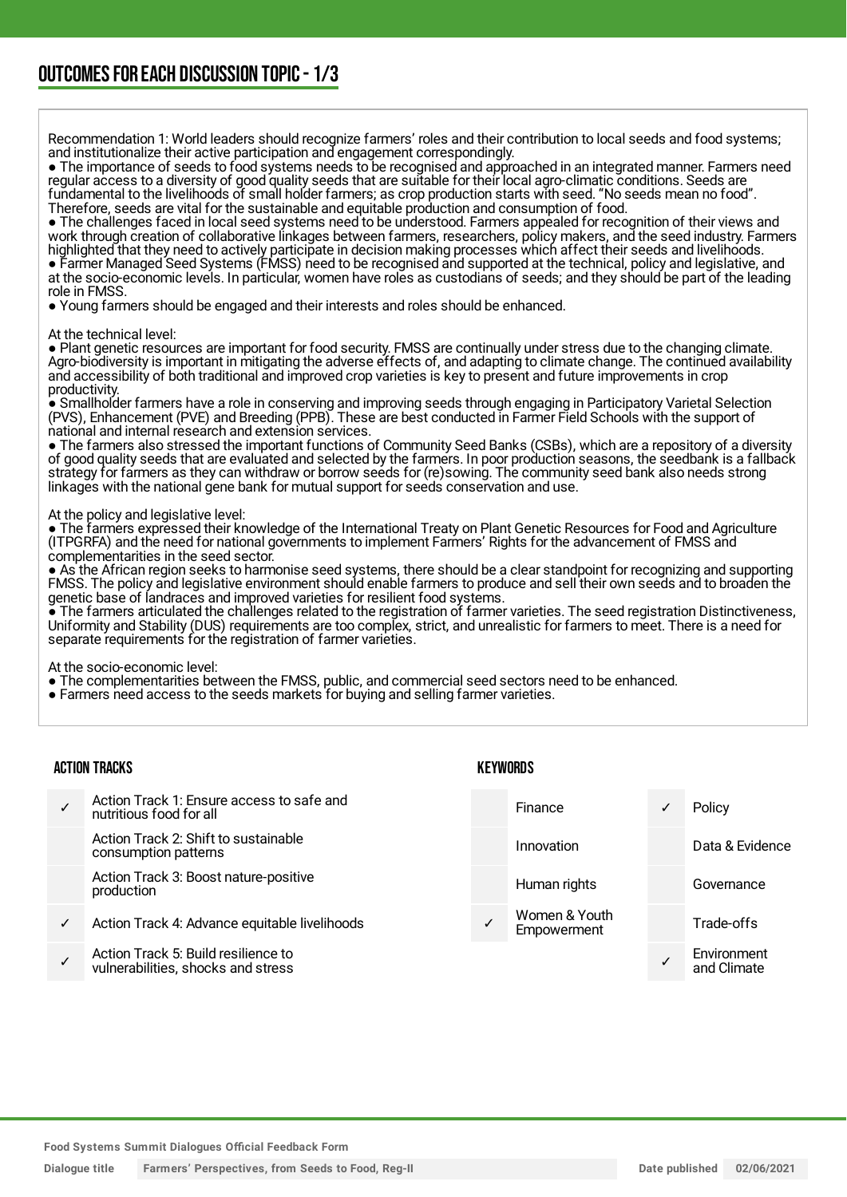## OUTCOMES FOR EACH DISCUSSION TOPIC - 1/3

Recommendation 1: World leaders should recognize farmers' roles and their contribution to local seeds and food systems; and institutionalize their active participation and engagement correspondingly.

- The importance of seeds to food systems needs to be recognised and approached in an integrated manner. Farmers need regular access to a diversity of good quality seeds that are suitable for their local agro-climatic conditions. Seeds are fundamental to the livelihoods of small holder farmers; as crop production starts with seed. "No seeds mean no food". Therefore, seeds are vital for the sustainable and equitable production and consumption of food.
- The challenges faced in local seed systems need to be understood. Farmers appealed for recognition of their views and work through creation of collaborative linkages between farmers, researchers, policy makers, and the seed industry. Farmers highlighted that they need to actively participate in decision making processes which affect their seeds and livelihoods.
- Farmer Managed Seed Systems (FMSS) need to be recognised and supported at the technical, policy and legislative, and at the socio-economic levels. In particular, women have roles as custodians of seeds; and they should be part of the leading role in FMSS.
- Young farmers should be engaged and their interests and roles should be enhanced.

At the technical level:

- Plant genetic resources are important for food security. FMSS are continually under stress due to the changing climate. Agro-biodiversity is important in mitigating the adverse effects of, and adapting to climate change. The continued availability and accessibility of both traditional and improved crop varieties is key to present and future improvements in crop productivity.
- Smallholder farmers have a role in conserving and improving seeds through engaging in Participatory Varietal Selection (PVS), Enhancement (PVE) and Breeding (PPB). These are best conducted in Farmer Field Schools with the support of national and internal research and extension services.
- The farmers also stressed the important functions of Community Seed Banks (CSBs), which are a repository of a diversity of good quality seeds that are evaluated and selected by the farmers. In poor production seasons, the seedbank is a fallback strategy for farmers as they can withdraw or borrow seeds for (re)sowing. The community seed bank also needs strong linkages with the national gene bank for mutual support for seeds conservation and use.

At the policy and legislative level:

- The farmers expressed their knowledge of the International Treaty on Plant Genetic Resources for Food and Agriculture (ITPGRFA) and the need for national governments to implement Farmers' Rights for the advancement of FMSS and complementarities in the seed sector.
- As the African region seeks to harmonise seed systems, there should be a clear standpoint for recognizing and supporting FMSS. The policy and legislative environment should enable farmers to produce and sell their own seeds and to broaden the genetic base of landraces and improved varieties for resilient food systems.
- The farmers articulated the challenges related to the registration of farmer varieties. The seed registration Distinctiveness, Uniformity and Stability (DUS) requirements are too complex, strict, and unrealistic for farmers to meet. There is a need for separate requirements for the registration of farmer varieties.

At the socio-economic level:

- The complementarities between the FMSS, public, and commercial seed sectors need to be enhanced.
- Farmers need access to the seeds markets for buying and selling farmer varieties.

### ACTION TRACKS

| | |
|---|---|
| ✓ | Action Track 1: Ensure access to safe and nutritious food for all |
| | Action Track 2: Shift to sustainable consumption patterns |
| | Action Track 3: Boost nature-positive production |
| ✓ | Action Track 4: Advance equitable livelihoods |
| ✓ | Action Track 5: Build resilience to vulnerabilities, shocks and stress |

### KEYWORDS

| | | | |
|---|---|---|---|
| | Finance | ✓ | Policy |
| | Innovation | | Data & Evidence |
| | Human rights | | Governance |
| ✓ | Women & Youth Empowerment | | Trade-offs |
| | | ✓ | Environment and Climate |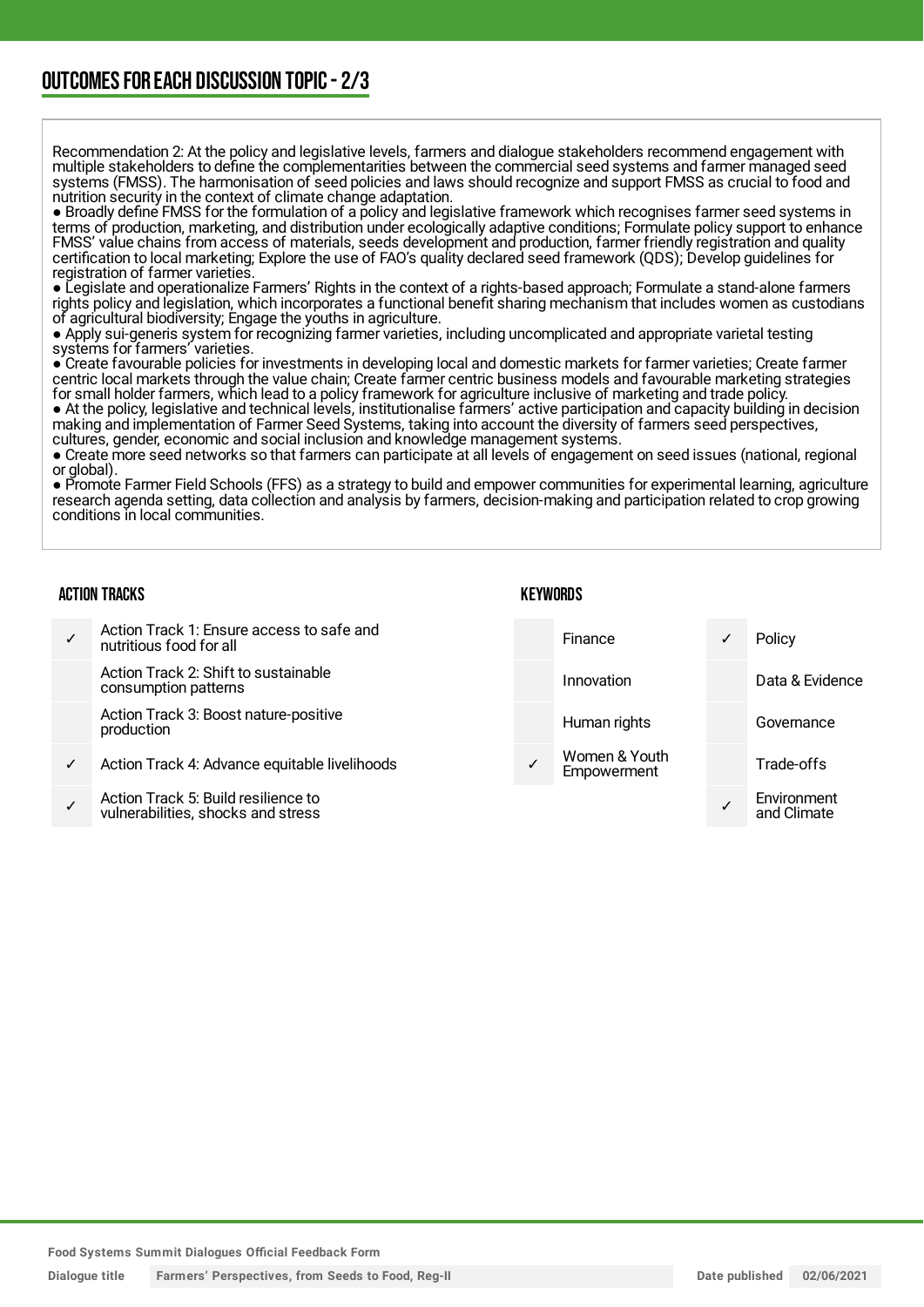## OUTCOMES FOR EACH DISCUSSION TOPIC - 2/3

Recommendation 2: At the policy and legislative levels, farmers and dialogue stakeholders recommend engagement with multiple stakeholders to define the complementarities between the commercial seed systems and farmer managed seed systems (FMSS). The harmonisation of seed policies and laws should recognize and support FMSS as crucial to food and nutrition security in the context of climate change adaptation.

● Broadly define FMSS for the formulation of a policy and legislative framework which recognises farmer seed systems in terms of production, marketing, and distribution under ecologically adaptive conditions; Formulate policy support to enhance FMSS' value chains from access of materials, seeds development and production, farmer friendly registration and quality certification to local marketing; Explore the use of FAO's quality declared seed framework (QDS); Develop guidelines for registration of farmer varieties.
● Legislate and operationalize Farmers' Rights in the context of a rights-based approach; Formulate a stand-alone farmers rights policy and legislation, which incorporates a functional benefit sharing mechanism that includes women as custodians of agricultural biodiversity; Engage the youths in agriculture.
● Apply sui-generis system for recognizing farmer varieties, including uncomplicated and appropriate varietal testing systems for farmers' varieties.
● Create favourable policies for investments in developing local and domestic markets for farmer varieties; Create farmer centric local markets through the value chain; Create farmer centric business models and favourable marketing strategies for small holder farmers, which lead to a policy framework for agriculture inclusive of marketing and trade policy.
● At the policy, legislative and technical levels, institutionalise farmers' active participation and capacity building in decision making and implementation of Farmer Seed Systems, taking into account the diversity of farmers seed perspectives, cultures, gender, economic and social inclusion and knowledge management systems.
● Create more seed networks so that farmers can participate at all levels of engagement on seed issues (national, regional or global).
● Promote Farmer Field Schools (FFS) as a strategy to build and empower communities for experimental learning, agriculture research agenda setting, data collection and analysis by farmers, decision-making and participation related to crop growing conditions in local communities.

### ACTION TRACKS

| | |
|---|---|
| ✓ | Action Track 1: Ensure access to safe and nutritious food for all |
| | Action Track 2: Shift to sustainable consumption patterns |
| | Action Track 3: Boost nature-positive production |
| ✓ | Action Track 4: Advance equitable livelihoods |
| ✓ | Action Track 5: Build resilience to vulnerabilities, shocks and stress |

### KEYWORDS

| | | | |
|---|---|---|---|
| | Finance | ✓ | Policy |
| | Innovation | | Data & Evidence |
| | Human rights | | Governance |
| ✓ | Women & Youth Empowerment | | Trade-offs |
| | | ✓ | Environment and Climate |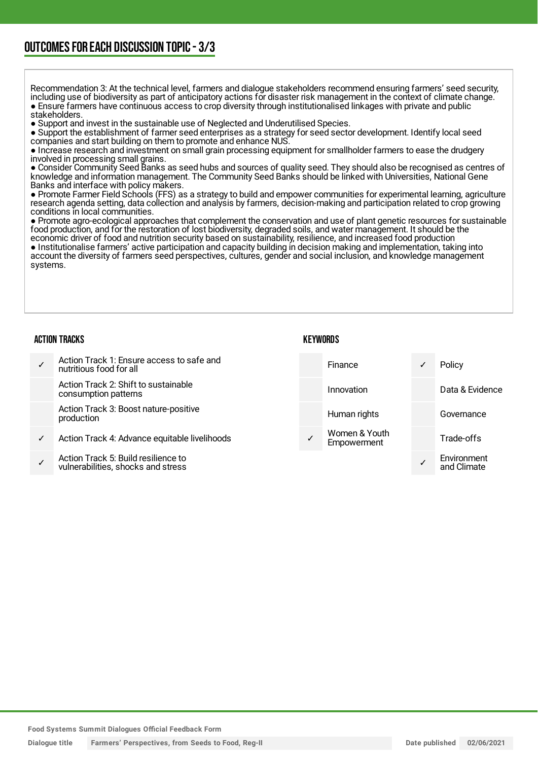## OUTCOMES FOR EACH DISCUSSION TOPIC - 3/3

Recommendation 3: At the technical level, farmers and dialogue stakeholders recommend ensuring farmers' seed security, including use of biodiversity as part of anticipatory actions for disaster risk management in the context of climate change.

- Ensure farmers have continuous access to crop diversity through institutionalised linkages with private and public stakeholders.
- Support and invest in the sustainable use of Neglected and Underutilised Species.
- Support the establishment of farmer seed enterprises as a strategy for seed sector development. Identify local seed companies and start building on them to promote and enhance NUS.
- Increase research and investment on small grain processing equipment for smallholder farmers to ease the drudgery involved in processing small grains.
- Consider Community Seed Banks as seed hubs and sources of quality seed. They should also be recognised as centres of knowledge and information management. The Community Seed Banks should be linked with Universities, National Gene Banks and interface with policy makers.
- Promote Farmer Field Schools (FFS) as a strategy to build and empower communities for experimental learning, agriculture research agenda setting, data collection and analysis by farmers, decision-making and participation related to crop growing conditions in local communities.
- Promote agro-ecological approaches that complement the conservation and use of plant genetic resources for sustainable food production, and for the restoration of lost biodiversity, degraded soils, and water management. It should be the economic driver of food and nutrition security based on sustainability, resilience, and increased food production
- Institutionalise farmers' active participation and capacity building in decision making and implementation, taking into account the diversity of farmers seed perspectives, cultures, gender and social inclusion, and knowledge management systems.

### ACTION TRACKS

| | |
|---|---|
| ✓ | Action Track 1: Ensure access to safe and nutritious food for all |
| | Action Track 2: Shift to sustainable consumption patterns |
| | Action Track 3: Boost nature-positive production |
| ✓ | Action Track 4: Advance equitable livelihoods |
| ✓ | Action Track 5: Build resilience to vulnerabilities, shocks and stress |

### KEYWORDS

| | | | |
|---|---|---|---|
| | Finance | ✓ | Policy |
| | Innovation | | Data & Evidence |
| | Human rights | | Governance |
| ✓ | Women & Youth Empowerment | | Trade-offs |
| | | ✓ | Environment and Climate |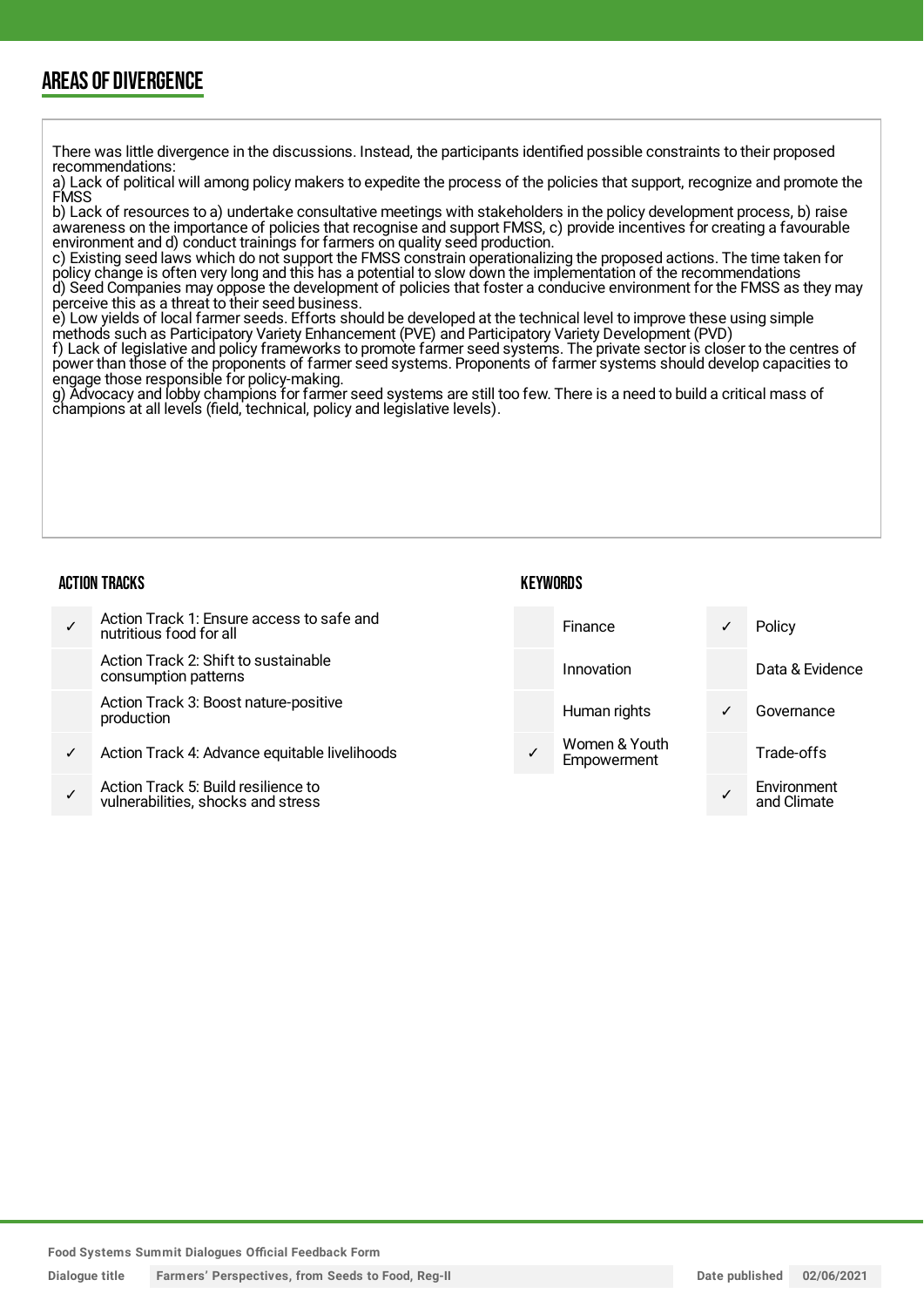## AREAS OF DIVERGENCE

There was little divergence in the discussions. Instead, the participants identified possible constraints to their proposed recommendations:

a) Lack of political will among policy makers to expedite the process of the policies that support, recognize and promote the FMSS

b) Lack of resources to a) undertake consultative meetings with stakeholders in the policy development process, b) raise awareness on the importance of policies that recognise and support FMSS, c) provide incentives for creating a favourable environment and d) conduct trainings for farmers on quality seed production.

c) Existing seed laws which do not support the FMSS constrain operationalizing the proposed actions. The time taken for policy change is often very long and this has a potential to slow down the implementation of the recommendations

d) Seed Companies may oppose the development of policies that foster a conducive environment for the FMSS as they may perceive this as a threat to their seed business.

e) Low yields of local farmer seeds. Efforts should be developed at the technical level to improve these using simple methods such as Participatory Variety Enhancement (PVE) and Participatory Variety Development (PVD)

f) Lack of legislative and policy frameworks to promote farmer seed systems. The private sector is closer to the centres of power than those of the proponents of farmer seed systems. Proponents of farmer systems should develop capacities to engage those responsible for policy-making.

g) Advocacy and lobby champions for farmer seed systems are still too few. There is a need to build a critical mass of champions at all levels (field, technical, policy and legislative levels).

### ACTION TRACKS

| | |
|---|---|
| ✓ | Action Track 1: Ensure access to safe and nutritious food for all |
| | Action Track 2: Shift to sustainable consumption patterns |
| | Action Track 3: Boost nature-positive production |
| ✓ | Action Track 4: Advance equitable livelihoods |
| ✓ | Action Track 5: Build resilience to vulnerabilities, shocks and stress |

### KEYWORDS

| | | | |
|---|---|---|---|
| | Finance | ✓ | Policy |
| | Innovation | | Data & Evidence |
| | Human rights | ✓ | Governance |
| ✓ | Women & Youth Empowerment | | Trade-offs |
| | | ✓ | Environment and Climate |

Food Systems Summit Dialogues Official Feedback Form

Dialogue title: Farmers' Perspectives, from Seeds to Food, Reg-II

Date published: 02/06/2021